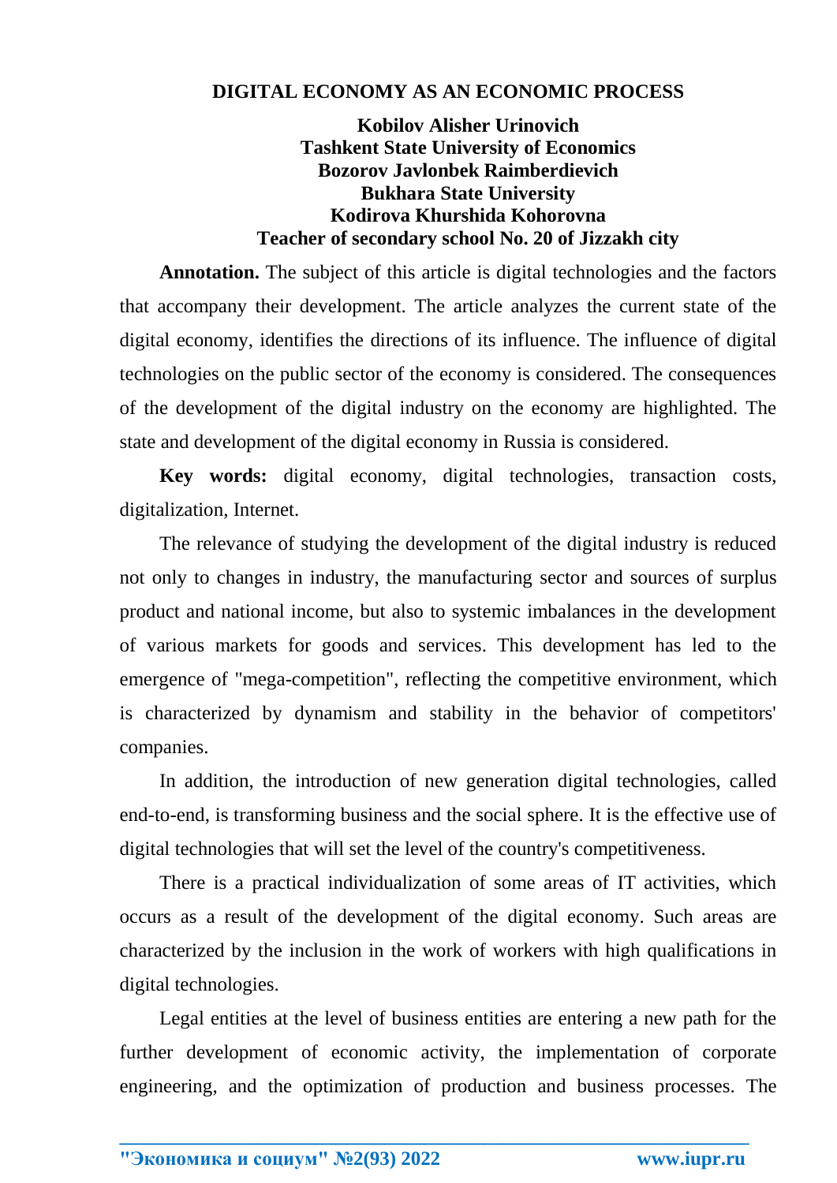# DIGITAL ECONOMY AS AN ECONOMIC PROCESS

**Kobilov Alisher Urinovich**
**Tashkent State University of Economics**
**Bozorov Javlonbek Raimberdievich**
**Bukhara State University**
**Kodirova Khurshida Kohorovna**
**Teacher of secondary school No. 20 of Jizzakh city**

**Annotation.** The subject of this article is digital technologies and the factors that accompany their development. The article analyzes the current state of the digital economy, identifies the directions of its influence. The influence of digital technologies on the public sector of the economy is considered. The consequences of the development of the digital industry on the economy are highlighted. The state and development of the digital economy in Russia is considered.

**Key words:** digital economy, digital technologies, transaction costs, digitalization, Internet.

The relevance of studying the development of the digital industry is reduced not only to changes in industry, the manufacturing sector and sources of surplus product and national income, but also to systemic imbalances in the development of various markets for goods and services. This development has led to the emergence of "mega-competition", reflecting the competitive environment, which is characterized by dynamism and stability in the behavior of competitors' companies.

In addition, the introduction of new generation digital technologies, called end-to-end, is transforming business and the social sphere. It is the effective use of digital technologies that will set the level of the country's competitiveness.

There is a practical individualization of some areas of IT activities, which occurs as a result of the development of the digital economy. Such areas are characterized by the inclusion in the work of workers with high qualifications in digital technologies.

Legal entities at the level of business entities are entering a new path for the further development of economic activity, the implementation of corporate engineering, and the optimization of production and business processes. The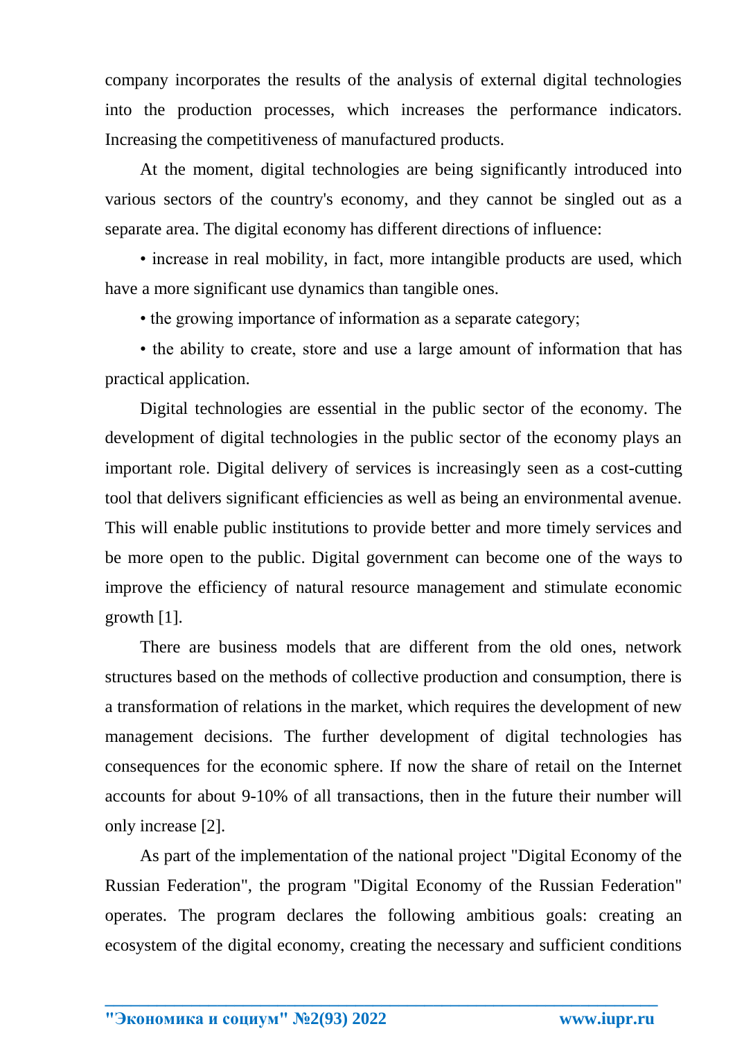company incorporates the results of the analysis of external digital technologies into the production processes, which increases the performance indicators. Increasing the competitiveness of manufactured products.

At the moment, digital technologies are being significantly introduced into various sectors of the country's economy, and they cannot be singled out as a separate area. The digital economy has different directions of influence:

- increase in real mobility, in fact, more intangible products are used, which have a more significant use dynamics than tangible ones.
- the growing importance of information as a separate category;
- the ability to create, store and use a large amount of information that has practical application.

Digital technologies are essential in the public sector of the economy. The development of digital technologies in the public sector of the economy plays an important role. Digital delivery of services is increasingly seen as a cost-cutting tool that delivers significant efficiencies as well as being an environmental avenue. This will enable public institutions to provide better and more timely services and be more open to the public. Digital government can become one of the ways to improve the efficiency of natural resource management and stimulate economic growth [1].

There are business models that are different from the old ones, network structures based on the methods of collective production and consumption, there is a transformation of relations in the market, which requires the development of new management decisions. The further development of digital technologies has consequences for the economic sphere. If now the share of retail on the Internet accounts for about 9-10% of all transactions, then in the future their number will only increase [2].

As part of the implementation of the national project "Digital Economy of the Russian Federation", the program "Digital Economy of the Russian Federation" operates. The program declares the following ambitious goals: creating an ecosystem of the digital economy, creating the necessary and sufficient conditions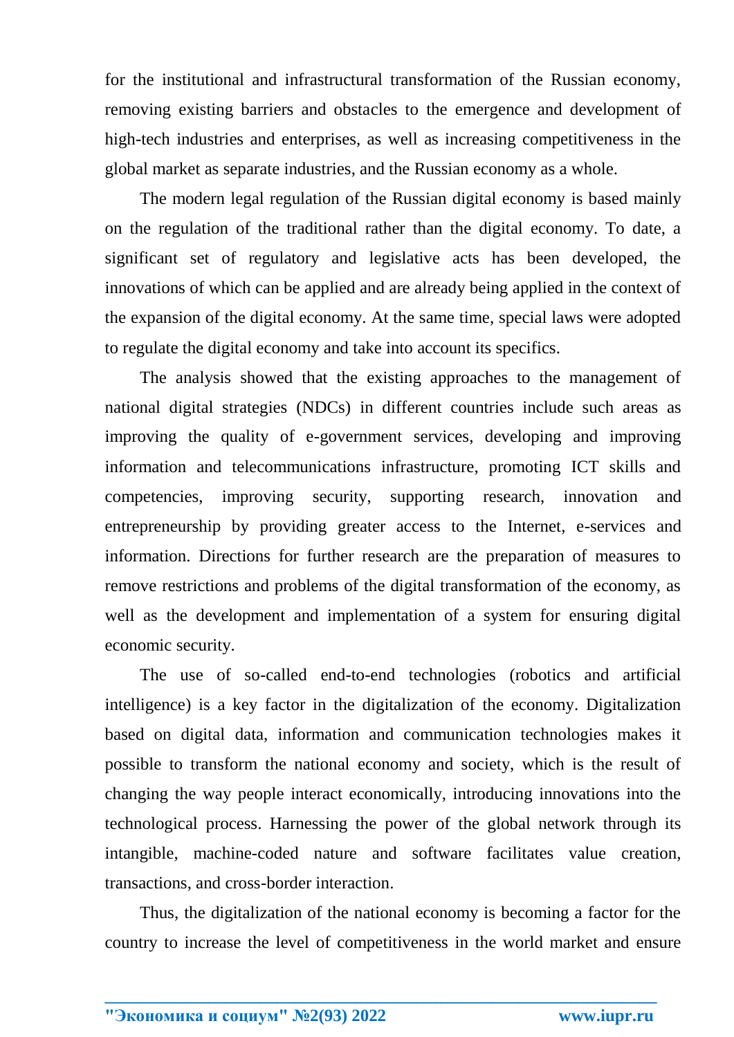for the institutional and infrastructural transformation of the Russian economy, removing existing barriers and obstacles to the emergence and development of high-tech industries and enterprises, as well as increasing competitiveness in the global market as separate industries, and the Russian economy as a whole.

The modern legal regulation of the Russian digital economy is based mainly on the regulation of the traditional rather than the digital economy. To date, a significant set of regulatory and legislative acts has been developed, the innovations of which can be applied and are already being applied in the context of the expansion of the digital economy. At the same time, special laws were adopted to regulate the digital economy and take into account its specifics.

The analysis showed that the existing approaches to the management of national digital strategies (NDCs) in different countries include such areas as improving the quality of e-government services, developing and improving information and telecommunications infrastructure, promoting ICT skills and competencies, improving security, supporting research, innovation and entrepreneurship by providing greater access to the Internet, e-services and information. Directions for further research are the preparation of measures to remove restrictions and problems of the digital transformation of the economy, as well as the development and implementation of a system for ensuring digital economic security.

The use of so-called end-to-end technologies (robotics and artificial intelligence) is a key factor in the digitalization of the economy. Digitalization based on digital data, information and communication technologies makes it possible to transform the national economy and society, which is the result of changing the way people interact economically, introducing innovations into the technological process. Harnessing the power of the global network through its intangible, machine-coded nature and software facilitates value creation, transactions, and cross-border interaction.

Thus, the digitalization of the national economy is becoming a factor for the country to increase the level of competitiveness in the world market and ensure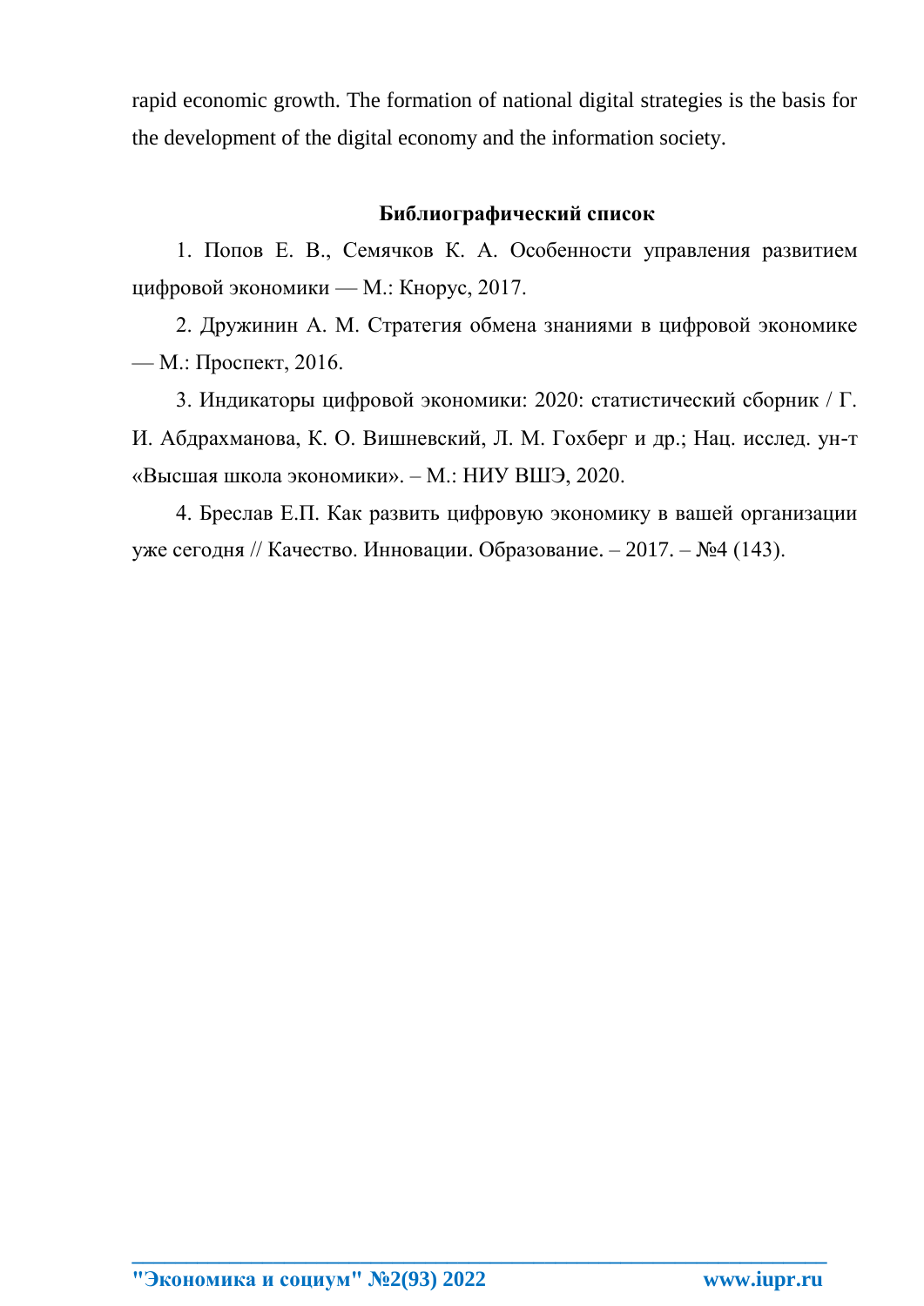rapid economic growth. The formation of national digital strategies is the basis for the development of the digital economy and the information society.

## Библиографический список

1. Попов Е. В., Семячков К. А. Особенности управления развитием цифровой экономики — М.: Кнорус, 2017.
2. Дружинин А. М. Стратегия обмена знаниями в цифровой экономике — М.: Проспект, 2016.
3. Индикаторы цифровой экономики: 2020: статистический сборник / Г. И. Абдрахманова, К. О. Вишневский, Л. М. Гохберг и др.; Нац. исслед. ун-т «Высшая школа экономики». – М.: НИУ ВШЭ, 2020.
4. Бреслав Е.П. Как развить цифровую экономику в вашей организации уже сегодня // Качество. Инновации. Образование. – 2017. – №4 (143).